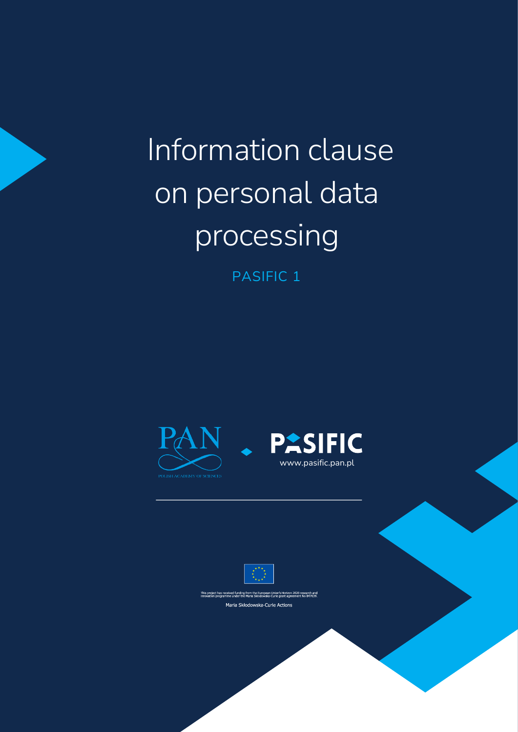# Information clause on personal data processing

PASIFIC 1

PAN

POLISH ACADEMY OF SCIENCES

PASIFIC

www.pasific.pan.pl

This project has received funding from the European Union's Horizon 2020 research and innovation programme under the Maria Skłodowska-Curie grant agreement No 847639.

Maria Skłodowska-Curie Actions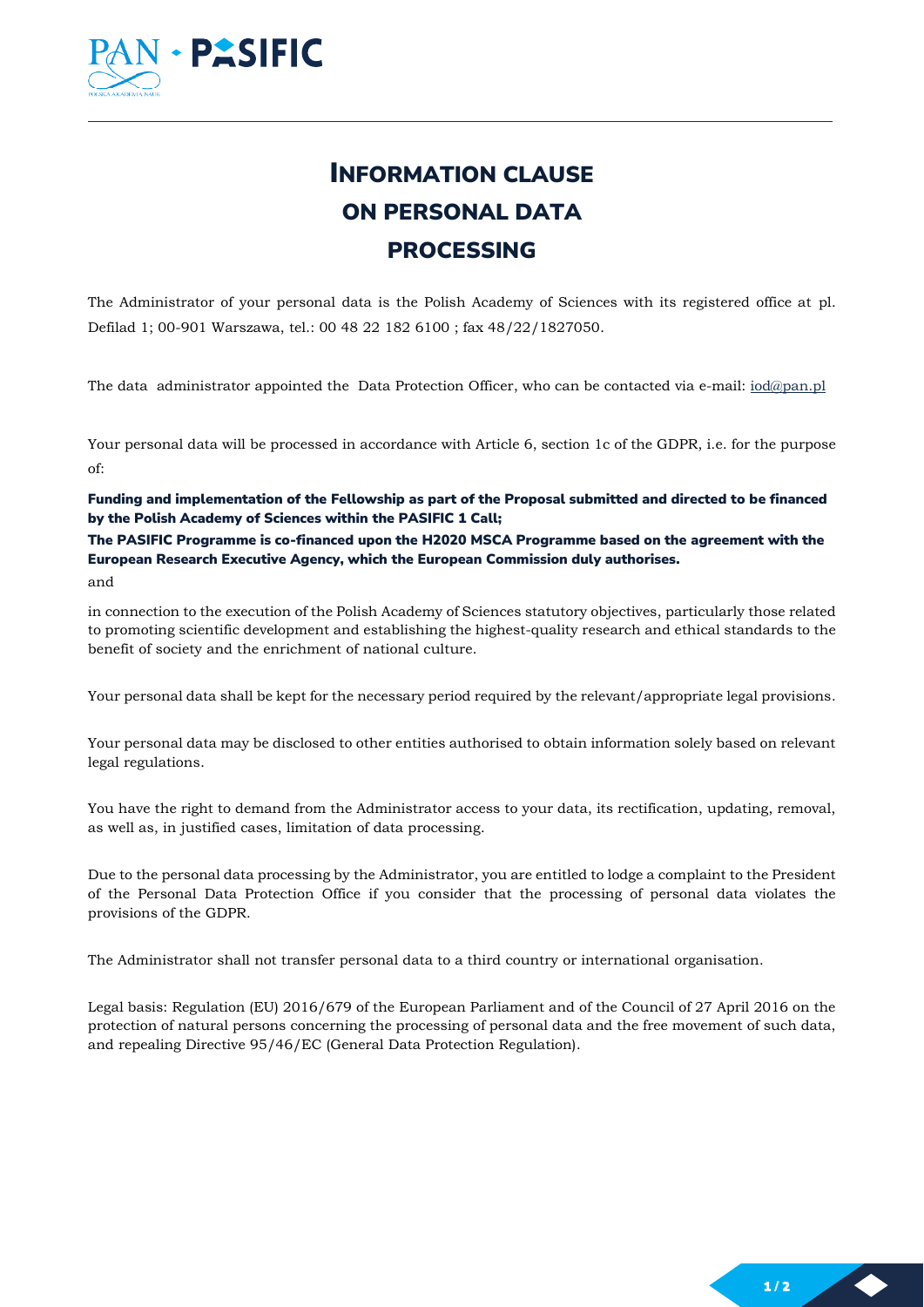# INFORMATION CLAUSE ON PERSONAL DATA PROCESSING

The Administrator of your personal data is the Polish Academy of Sciences with its registered office at pl. Defilad 1; 00-901 Warszawa, tel.: 00 48 22 182 6100 ; fax 48/22/1827050.

The data administrator appointed the Data Protection Officer, who can be contacted via e-mail: iod@pan.pl

Your personal data will be processed in accordance with Article 6, section 1c of the GDPR, i.e. for the purpose of:

**Funding and implementation of the Fellowship as part of the Proposal submitted and directed to be financed by the Polish Academy of Sciences within the PASIFIC 1 Call;**

**The PASIFIC Programme is co-financed upon the H2020 MSCA Programme based on the agreement with the European Research Executive Agency, which the European Commission duly authorises.**

and

in connection to the execution of the Polish Academy of Sciences statutory objectives, particularly those related to promoting scientific development and establishing the highest-quality research and ethical standards to the benefit of society and the enrichment of national culture.

Your personal data shall be kept for the necessary period required by the relevant/appropriate legal provisions.

Your personal data may be disclosed to other entities authorised to obtain information solely based on relevant legal regulations.

You have the right to demand from the Administrator access to your data, its rectification, updating, removal, as well as, in justified cases, limitation of data processing.

Due to the personal data processing by the Administrator, you are entitled to lodge a complaint to the President of the Personal Data Protection Office if you consider that the processing of personal data violates the provisions of the GDPR.

The Administrator shall not transfer personal data to a third country or international organisation.

Legal basis: Regulation (EU) 2016/679 of the European Parliament and of the Council of 27 April 2016 on the protection of natural persons concerning the processing of personal data and the free movement of such data, and repealing Directive 95/46/EC (General Data Protection Regulation).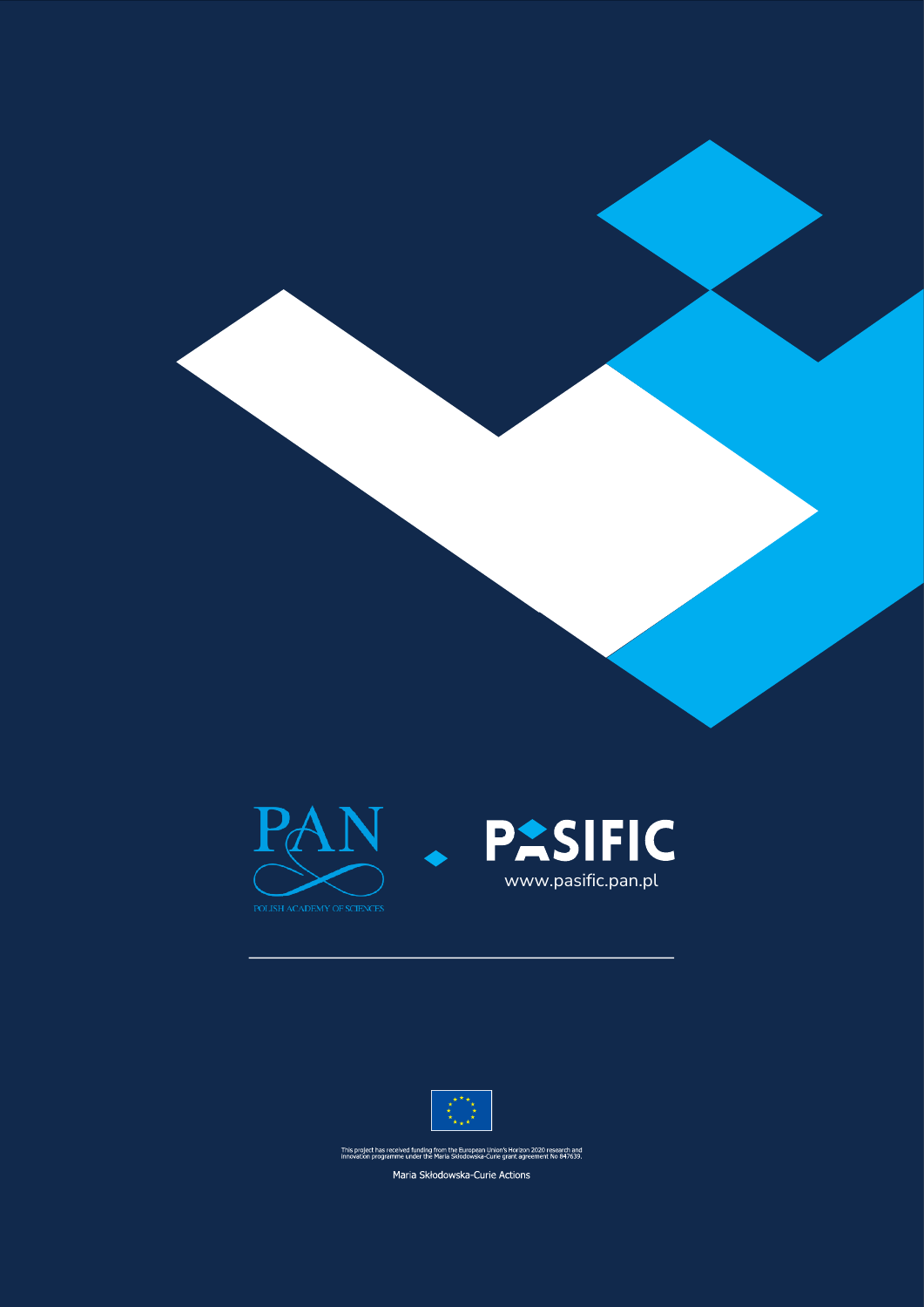PAN

POLISH ACADEMY OF SCIENCES

PASIFIC

www.pasific.pan.pl

This project has received funding from the European Union's Horizon 2020 research and innovation programme under the Maria Skłodowska-Curie grant agreement No 847639.

Maria Skłodowska-Curie Actions